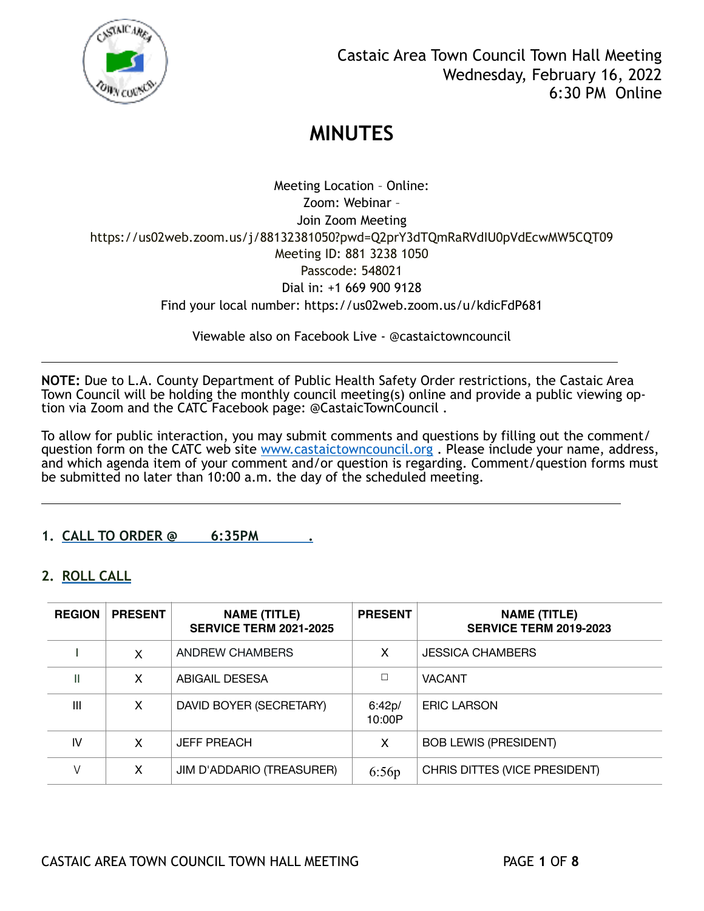Castaic Area Town Council Town Hall Meeting
Wednesday, February 16, 2022
6:30 PM Online

# MINUTES

Meeting Location – Online:
Zoom: Webinar –
Join Zoom Meeting
https://us02web.zoom.us/j/88132381050?pwd=Q2prY3dTQmRaRVdIU0pVdEcwMW5CQT09
Meeting ID: 881 3238 1050
Passcode: 548021
Dial in: +1 669 900 9128
Find your local number: https://us02web.zoom.us/u/kdicFdP681

Viewable also on Facebook Live - @castaictowncouncil

---

**NOTE:** Due to L.A. County Department of Public Health Safety Order restrictions, the Castaic Area Town Council will be holding the monthly council meeting(s) online and provide a public viewing option via Zoom and the CATC Facebook page: @CastaicTownCouncil .

To allow for public interaction, you may submit comments and questions by filling out the comment/question form on the CATC web site www.castaictowncouncil.org . Please include your name, address, and which agenda item of your comment and/or question is regarding. Comment/question forms must be submitted no later than 10:00 a.m. the day of the scheduled meeting.

---

## 1. CALL TO ORDER @ 6:35PM .

## 2. ROLL CALL

| REGION | PRESENT | NAME (TITLE) SERVICE TERM 2021-2025 | PRESENT | NAME (TITLE) SERVICE TERM 2019-2023 |
|---|---|---|---|---|
| I | X | ANDREW CHAMBERS | X | JESSICA CHAMBERS |
| II | X | ABIGAIL DESESA | ☐ | VACANT |
| III | X | DAVID BOYER (SECRETARY) | 6:42p/ 10:00P | ERIC LARSON |
| IV | X | JEFF PREACH | X | BOB LEWIS (PRESIDENT) |
| V | X | JIM D'ADDARIO (TREASURER) | 6:56p | CHRIS DITTES (VICE PRESIDENT) |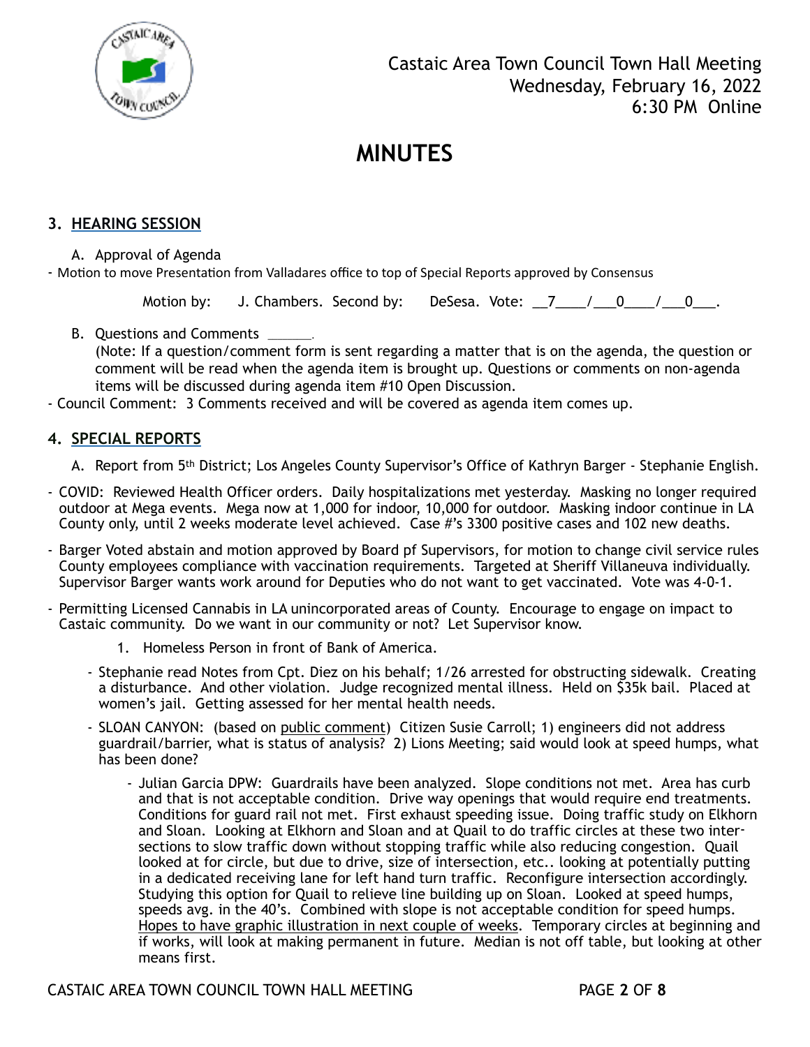Castaic Area Town Council Town Hall Meeting
Wednesday, February 16, 2022
6:30 PM Online

# MINUTES

## 3. HEARING SESSION

A. Approval of Agenda

- Motion to move Presentation from Valladares office to top of Special Reports approved by Consensus

Motion by: J. Chambers. Second by: DeSesa. Vote: \_\_7\_\_\_\_/\_\_\_0\_\_\_\_/\_\_\_0\_\_\_.

B. Questions and Comments \_\_\_\_\_\_.
(Note: If a question/comment form is sent regarding a matter that is on the agenda, the question or comment will be read when the agenda item is brought up. Questions or comments on non-agenda items will be discussed during agenda item #10 Open Discussion.

- Council Comment: 3 Comments received and will be covered as agenda item comes up.

## 4. SPECIAL REPORTS

A. Report from 5th District; Los Angeles County Supervisor's Office of Kathryn Barger - Stephanie English.

- COVID: Reviewed Health Officer orders. Daily hospitalizations met yesterday. Masking no longer required outdoor at Mega events. Mega now at 1,000 for indoor, 10,000 for outdoor. Masking indoor continue in LA County only, until 2 weeks moderate level achieved. Case #'s 3300 positive cases and 102 new deaths.
- Barger Voted abstain and motion approved by Board pf Supervisors, for motion to change civil service rules County employees compliance with vaccination requirements. Targeted at Sheriff Villaneuva individually. Supervisor Barger wants work around for Deputies who do not want to get vaccinated. Vote was 4-0-1.
- Permitting Licensed Cannabis in LA unincorporated areas of County. Encourage to engage on impact to Castaic community. Do we want in our community or not? Let Supervisor know.

1. Homeless Person in front of Bank of America.

- Stephanie read Notes from Cpt. Diez on his behalf; 1/26 arrested for obstructing sidewalk. Creating a disturbance. And other violation. Judge recognized mental illness. Held on $35k bail. Placed at women's jail. Getting assessed for her mental health needs.
- SLOAN CANYON: (based on public comment) Citizen Susie Carroll; 1) engineers did not address guardrail/barrier, what is status of analysis? 2) Lions Meeting; said would look at speed humps, what has been done?
  - Julian Garcia DPW: Guardrails have been analyzed. Slope conditions not met. Area has curb and that is not acceptable condition. Drive way openings that would require end treatments. Conditions for guard rail not met. First exhaust speeding issue. Doing traffic study on Elkhorn and Sloan. Looking at Elkhorn and Sloan and at Quail to do traffic circles at these two intersections to slow traffic down without stopping traffic while also reducing congestion. Quail looked at for circle, but due to drive, size of intersection, etc.. looking at potentially putting in a dedicated receiving lane for left hand turn traffic. Reconfigure intersection accordingly. Studying this option for Quail to relieve line building up on Sloan. Looked at speed humps, speeds avg. in the 40's. Combined with slope is not acceptable condition for speed humps. Hopes to have graphic illustration in next couple of weeks. Temporary circles at beginning and if works, will look at making permanent in future. Median is not off table, but looking at other means first.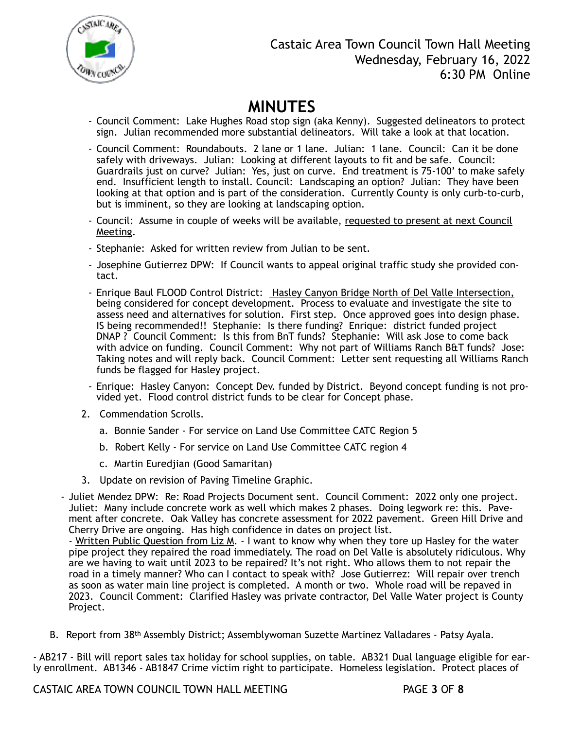# MINUTES

- Council Comment: Lake Hughes Road stop sign (aka Kenny). Suggested delineators to protect sign. Julian recommended more substantial delineators. Will take a look at that location.
- Council Comment: Roundabouts. 2 lane or 1 lane. Julian: 1 lane. Council: Can it be done safely with driveways. Julian: Looking at different layouts to fit and be safe. Council: Guardrails just on curve? Julian: Yes, just on curve. End treatment is 75-100' to make safely end. Insufficient length to install. Council: Landscaping an option? Julian: They have been looking at that option and is part of the consideration. Currently County is only curb-to-curb, but is imminent, so they are looking at landscaping option.
- Council: Assume in couple of weeks will be available, requested to present at next Council Meeting.
- Stephanie: Asked for written review from Julian to be sent.
- Josephine Gutierrez DPW: If Council wants to appeal original traffic study she provided contact.
- Enrique Baul FLOOD Control District: Hasley Canyon Bridge North of Del Valle Intersection, being considered for concept development. Process to evaluate and investigate the site to assess need and alternatives for solution. First step. Once approved goes into design phase. IS being recommended!! Stephanie: Is there funding? Enrique: district funded project DNAP ? Council Comment: Is this from BnT funds? Stephanie: Will ask Jose to come back with advice on funding. Council Comment: Why not part of Williams Ranch B&T funds? Jose: Taking notes and will reply back. Council Comment: Letter sent requesting all Williams Ranch funds be flagged for Hasley project.
- Enrique: Hasley Canyon: Concept Dev. funded by District. Beyond concept funding is not provided yet. Flood control district funds to be clear for Concept phase.

2. Commendation Scrolls.
   a. Bonnie Sander - For service on Land Use Committee CATC Region 5
   b. Robert Kelly - For service on Land Use Committee CATC region 4
   c. Martin Euredjian (Good Samaritan)
3. Update on revision of Paving Timeline Graphic.

- Juliet Mendez DPW: Re: Road Projects Document sent. Council Comment: 2022 only one project. Juliet: Many include concrete work as well which makes 2 phases. Doing legwork re: this. Pavement after concrete. Oak Valley has concrete assessment for 2022 pavement. Green Hill Drive and Cherry Drive are ongoing. Has high confidence in dates on project list.
  - Written Public Question from Liz M. - I want to know why when they tore up Hasley for the water pipe project they repaired the road immediately. The road on Del Valle is absolutely ridiculous. Why are we having to wait until 2023 to be repaired? It's not right. Who allows them to not repair the road in a timely manner? Who can I contact to speak with? Jose Gutierrez: Will repair over trench as soon as water main line project is completed. A month or two. Whole road will be repaved in 2023. Council Comment: Clarified Hasley was private contractor, Del Valle Water project is County Project.

B. Report from 38th Assembly District; Assemblywoman Suzette Martinez Valladares - Patsy Ayala.

- AB217 - Bill will report sales tax holiday for school supplies, on table. AB321 Dual language eligible for early enrollment. AB1346 - AB1847 Crime victim right to participate. Homeless legislation. Protect places of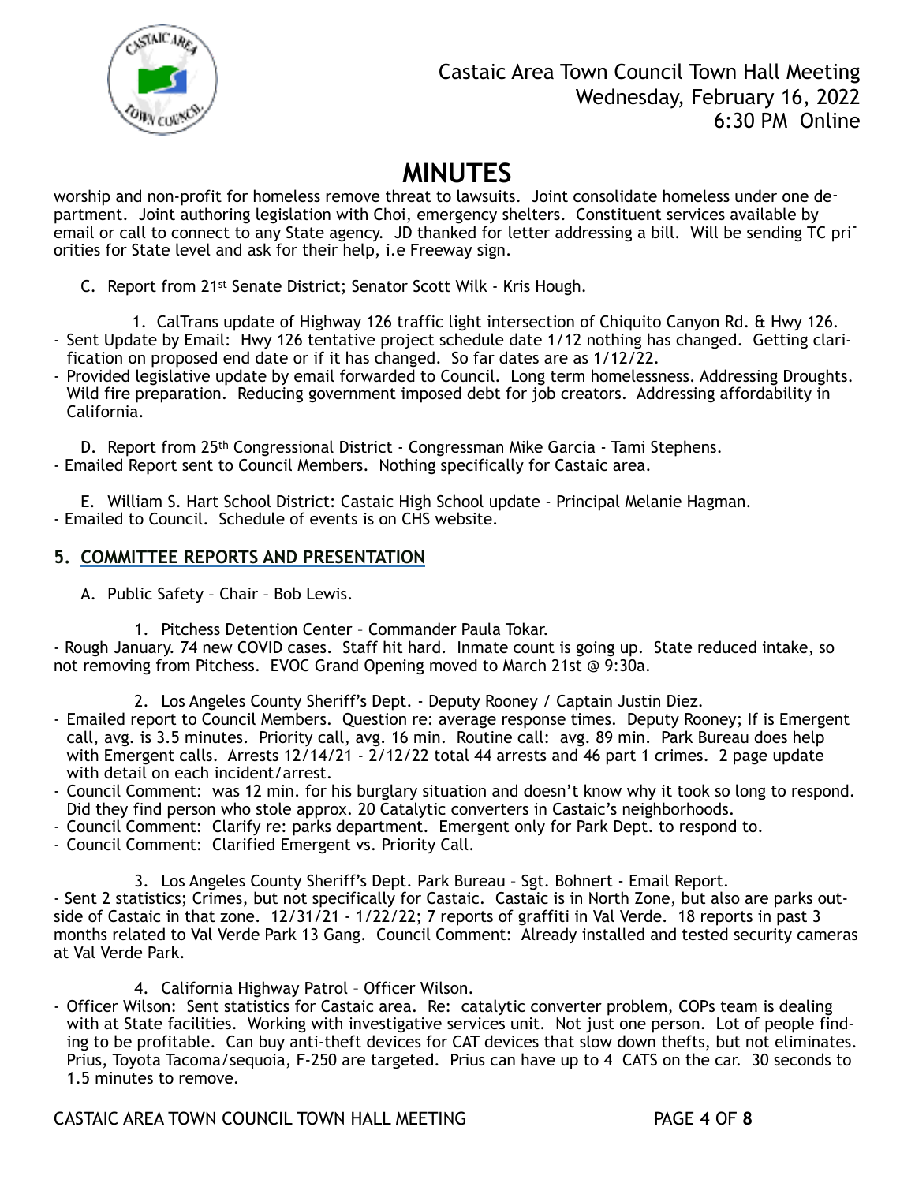worship and non-profit for homeless remove threat to lawsuits. Joint consolidate homeless under one department. Joint authoring legislation with Choi, emergency shelters. Constituent services available by email or call to connect to any State agency. JD thanked for letter addressing a bill. Will be sending TC priorities for State level and ask for their help, i.e Freeway sign.

C. Report from 21st Senate District; Senator Scott Wilk - Kris Hough.

1. CalTrans update of Highway 126 traffic light intersection of Chiquito Canyon Rd. & Hwy 126.

- Sent Update by Email: Hwy 126 tentative project schedule date 1/12 nothing has changed. Getting clarification on proposed end date or if it has changed. So far dates are as 1/12/22.
- Provided legislative update by email forwarded to Council. Long term homelessness. Addressing Droughts. Wild fire preparation. Reducing government imposed debt for job creators. Addressing affordability in California.

D. Report from 25th Congressional District - Congressman Mike Garcia - Tami Stephens.

- Emailed Report sent to Council Members. Nothing specifically for Castaic area.

E. William S. Hart School District: Castaic High School update - Principal Melanie Hagman.

- Emailed to Council. Schedule of events is on CHS website.

## 5. COMMITTEE REPORTS AND PRESENTATION

A. Public Safety – Chair – Bob Lewis.

1. Pitchess Detention Center – Commander Paula Tokar.

- Rough January. 74 new COVID cases. Staff hit hard. Inmate count is going up. State reduced intake, so not removing from Pitchess. EVOC Grand Opening moved to March 21st @ 9:30a.

2. Los Angeles County Sheriff's Dept. - Deputy Rooney / Captain Justin Diez.

- Emailed report to Council Members. Question re: average response times. Deputy Rooney; If is Emergent call, avg. is 3.5 minutes. Priority call, avg. 16 min. Routine call: avg. 89 min. Park Bureau does help with Emergent calls. Arrests 12/14/21 - 2/12/22 total 44 arrests and 46 part 1 crimes. 2 page update with detail on each incident/arrest.
- Council Comment: was 12 min. for his burglary situation and doesn't know why it took so long to respond. Did they find person who stole approx. 20 Catalytic converters in Castaic's neighborhoods.
- Council Comment: Clarify re: parks department. Emergent only for Park Dept. to respond to.
- Council Comment: Clarified Emergent vs. Priority Call.

3. Los Angeles County Sheriff's Dept. Park Bureau – Sgt. Bohnert - Email Report.

- Sent 2 statistics; Crimes, but not specifically for Castaic. Castaic is in North Zone, but also are parks outside of Castaic in that zone. 12/31/21 - 1/22/22; 7 reports of graffiti in Val Verde. 18 reports in past 3 months related to Val Verde Park 13 Gang. Council Comment: Already installed and tested security cameras at Val Verde Park.

4. California Highway Patrol – Officer Wilson.

- Officer Wilson: Sent statistics for Castaic area. Re: catalytic converter problem, COPs team is dealing with at State facilities. Working with investigative services unit. Not just one person. Lot of people finding to be profitable. Can buy anti-theft devices for CAT devices that slow down thefts, but not eliminates. Prius, Toyota Tacoma/sequoia, F-250 are targeted. Prius can have up to 4 CATS on the car. 30 seconds to 1.5 minutes to remove.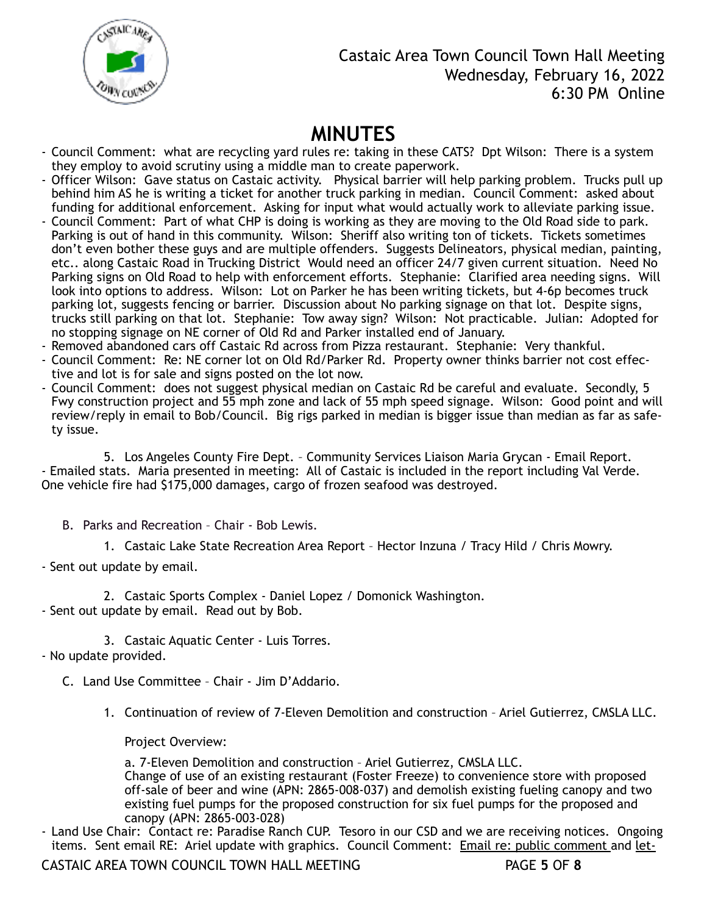Castaic Area Town Council Town Hall Meeting
Wednesday, February 16, 2022
6:30 PM Online

# MINUTES

- Council Comment: what are recycling yard rules re: taking in these CATS? Dpt Wilson: There is a system they employ to avoid scrutiny using a middle man to create paperwork.
- Officer Wilson: Gave status on Castaic activity. Physical barrier will help parking problem. Trucks pull up behind him AS he is writing a ticket for another truck parking in median. Council Comment: asked about funding for additional enforcement. Asking for input what would actually work to alleviate parking issue.
- Council Comment: Part of what CHP is doing is working as they are moving to the Old Road side to park. Parking is out of hand in this community. Wilson: Sheriff also writing ton of tickets. Tickets sometimes don't even bother these guys and are multiple offenders. Suggests Delineators, physical median, painting, etc.. along Castaic Road in Trucking District Would need an officer 24/7 given current situation. Need No Parking signs on Old Road to help with enforcement efforts. Stephanie: Clarified area needing signs. Will look into options to address. Wilson: Lot on Parker he has been writing tickets, but 4-6p becomes truck parking lot, suggests fencing or barrier. Discussion about No parking signage on that lot. Despite signs, trucks still parking on that lot. Stephanie: Tow away sign? Wilson: Not practicable. Julian: Adopted for no stopping signage on NE corner of Old Rd and Parker installed end of January.
- Removed abandoned cars off Castaic Rd across from Pizza restaurant. Stephanie: Very thankful.
- Council Comment: Re: NE corner lot on Old Rd/Parker Rd. Property owner thinks barrier not cost effective and lot is for sale and signs posted on the lot now.
- Council Comment: does not suggest physical median on Castaic Rd be careful and evaluate. Secondly, 5 Fwy construction project and 55 mph zone and lack of 55 mph speed signage. Wilson: Good point and will review/reply in email to Bob/Council. Big rigs parked in median is bigger issue than median as far as safety issue.

5. Los Angeles County Fire Dept. – Community Services Liaison Maria Grycan - Email Report.

- Emailed stats. Maria presented in meeting: All of Castaic is included in the report including Val Verde. One vehicle fire had $175,000 damages, cargo of frozen seafood was destroyed.

B. Parks and Recreation – Chair - Bob Lewis.

1. Castaic Lake State Recreation Area Report – Hector Inzuna / Tracy Hild / Chris Mowry.

- Sent out update by email.

2. Castaic Sports Complex - Daniel Lopez / Domonick Washington.

- Sent out update by email. Read out by Bob.

3. Castaic Aquatic Center - Luis Torres.

- No update provided.

C. Land Use Committee – Chair - Jim D'Addario.

1. Continuation of review of 7-Eleven Demolition and construction – Ariel Gutierrez, CMSLA LLC.

Project Overview:

a. 7-Eleven Demolition and construction – Ariel Gutierrez, CMSLA LLC.
Change of use of an existing restaurant (Foster Freeze) to convenience store with proposed off-sale of beer and wine (APN: 2865-008-037) and demolish existing fueling canopy and two existing fuel pumps for the proposed construction for six fuel pumps for the proposed and canopy (APN: 2865-003-028)

- Land Use Chair: Contact re: Paradise Ranch CUP. Tesoro in our CSD and we are receiving notices. Ongoing items. Sent email RE: Ariel update with graphics. Council Comment: Email re: public comment and let-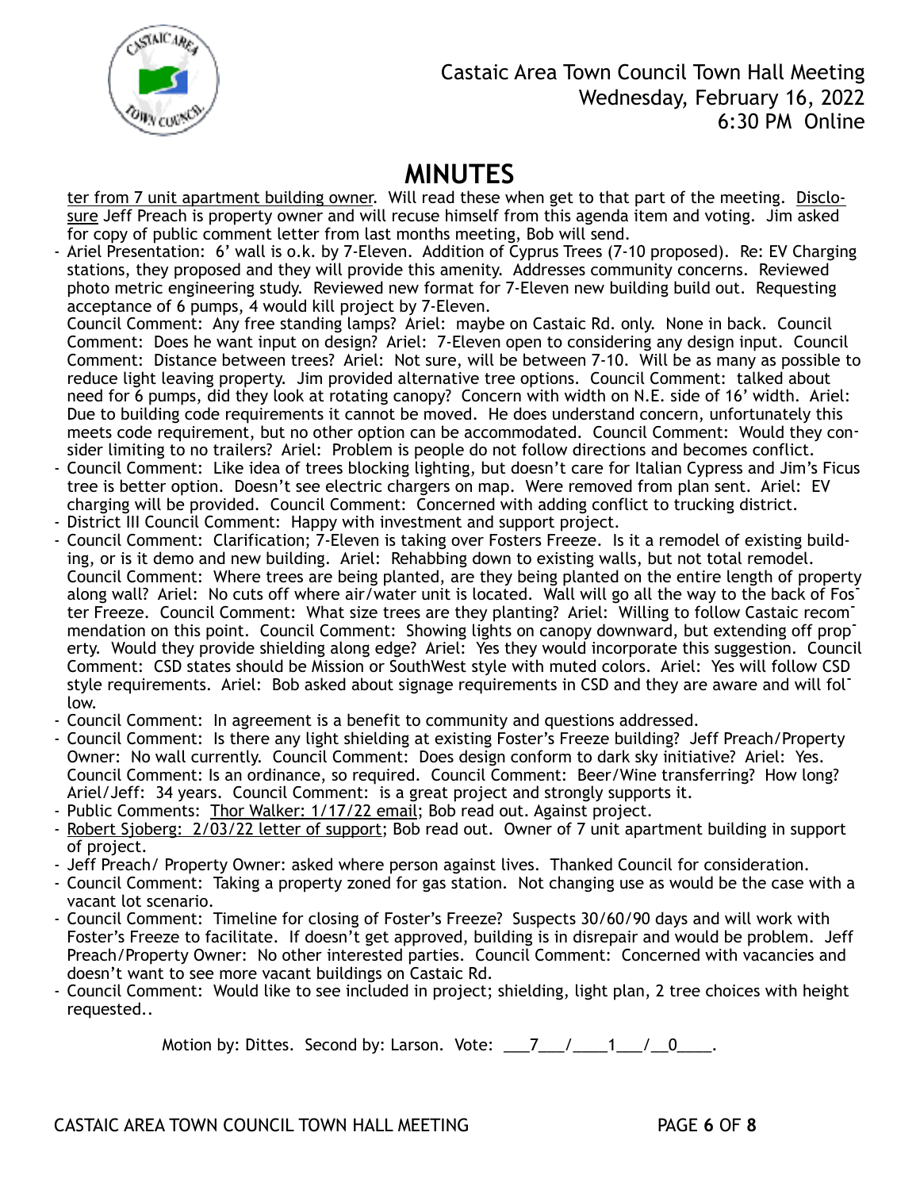ter from 7 unit apartment building owner. Will read these when get to that part of the meeting. Disclosure Jeff Preach is property owner and will recuse himself from this agenda item and voting. Jim asked for copy of public comment letter from last months meeting, Bob will send.

- Ariel Presentation: 6' wall is o.k. by 7-Eleven. Addition of Cyprus Trees (7-10 proposed). Re: EV Charging stations, they proposed and they will provide this amenity. Addresses community concerns. Reviewed photo metric engineering study. Reviewed new format for 7-Eleven new building build out. Requesting acceptance of 6 pumps, 4 would kill project by 7-Eleven.
  Council Comment: Any free standing lamps? Ariel: maybe on Castaic Rd. only. None in back. Council Comment: Does he want input on design? Ariel: 7-Eleven open to considering any design input. Council Comment: Distance between trees? Ariel: Not sure, will be between 7-10. Will be as many as possible to reduce light leaving property. Jim provided alternative tree options. Council Comment: talked about need for 6 pumps, did they look at rotating canopy? Concern with width on N.E. side of 16' width. Ariel: Due to building code requirements it cannot be moved. He does understand concern, unfortunately this meets code requirement, but no other option can be accommodated. Council Comment: Would they consider limiting to no trailers? Ariel: Problem is people do not follow directions and becomes conflict.
- Council Comment: Like idea of trees blocking lighting, but doesn't care for Italian Cypress and Jim's Ficus tree is better option. Doesn't see electric chargers on map. Were removed from plan sent. Ariel: EV charging will be provided. Council Comment: Concerned with adding conflict to trucking district.
- District III Council Comment: Happy with investment and support project.
- Council Comment: Clarification; 7-Eleven is taking over Fosters Freeze. Is it a remodel of existing building, or is it demo and new building. Ariel: Rehabbing down to existing walls, but not total remodel. Council Comment: Where trees are being planted, are they being planted on the entire length of property along wall? Ariel: No cuts off where air/water unit is located. Wall will go all the way to the back of Foster Freeze. Council Comment: What size trees are they planting? Ariel: Willing to follow Castaic recommendation on this point. Council Comment: Showing lights on canopy downward, but extending off property. Would they provide shielding along edge? Ariel: Yes they would incorporate this suggestion. Council Comment: CSD states should be Mission or SouthWest style with muted colors. Ariel: Yes will follow CSD style requirements. Ariel: Bob asked about signage requirements in CSD and they are aware and will follow.
- Council Comment: In agreement is a benefit to community and questions addressed.
- Council Comment: Is there any light shielding at existing Foster's Freeze building? Jeff Preach/Property Owner: No wall currently. Council Comment: Does design conform to dark sky initiative? Ariel: Yes. Council Comment: Is an ordinance, so required. Council Comment: Beer/Wine transferring? How long? Ariel/Jeff: 34 years. Council Comment: is a great project and strongly supports it.
- Public Comments: Thor Walker: 1/17/22 email; Bob read out. Against project.
- Robert Sjoberg: 2/03/22 letter of support; Bob read out. Owner of 7 unit apartment building in support of project.
- Jeff Preach/ Property Owner: asked where person against lives. Thanked Council for consideration.
- Council Comment: Taking a property zoned for gas station. Not changing use as would be the case with a vacant lot scenario.
- Council Comment: Timeline for closing of Foster's Freeze? Suspects 30/60/90 days and will work with Foster's Freeze to facilitate. If doesn't get approved, building is in disrepair and would be problem. Jeff Preach/Property Owner: No other interested parties. Council Comment: Concerned with vacancies and doesn't want to see more vacant buildings on Castaic Rd.
- Council Comment: Would like to see included in project; shielding, light plan, 2 tree choices with height requested..

Motion by: Dittes. Second by: Larson. Vote: \_\_\_7\_\_\_/\_\_\_\_1\_\_\_/\_\_0\_\_\_\_.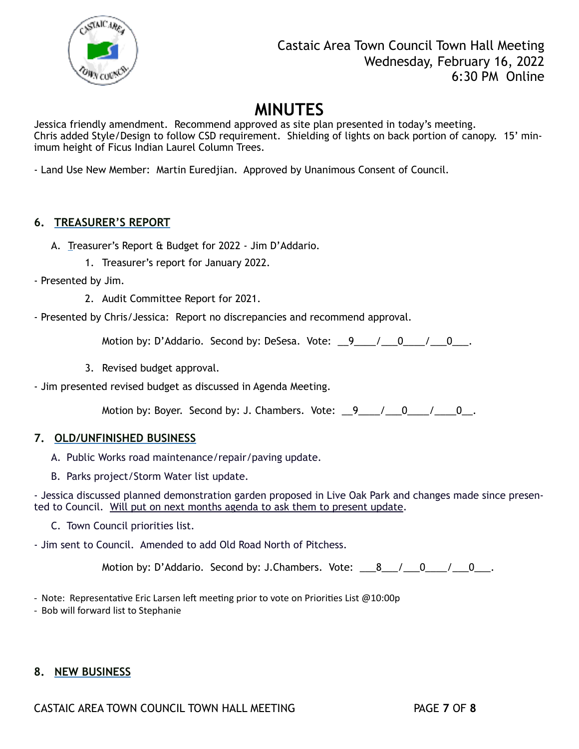Castaic Area Town Council Town Hall Meeting
Wednesday, February 16, 2022
6:30 PM Online

# MINUTES

Jessica friendly amendment. Recommend approved as site plan presented in today's meeting.
Chris added Style/Design to follow CSD requirement. Shielding of lights on back portion of canopy. 15' minimum height of Ficus Indian Laurel Column Trees.

- Land Use New Member: Martin Euredjian. Approved by Unanimous Consent of Council.

## 6. TREASURER'S REPORT

A. Treasurer's Report & Budget for 2022 - Jim D'Addario.

1. Treasurer's report for January 2022.

- Presented by Jim.

2. Audit Committee Report for 2021.

- Presented by Chris/Jessica: Report no discrepancies and recommend approval.

Motion by: D'Addario. Second by: DeSesa. Vote: __9____/___0____/___0___.

3. Revised budget approval.

- Jim presented revised budget as discussed in Agenda Meeting.

Motion by: Boyer. Second by: J. Chambers. Vote: __9____/___0____/____0__.

## 7. OLD/UNFINISHED BUSINESS

A. Public Works road maintenance/repair/paving update.

B. Parks project/Storm Water list update.

- Jessica discussed planned demonstration garden proposed in Live Oak Park and changes made since presented to Council. Will put on next months agenda to ask them to present update.

C. Town Council priorities list.

- Jim sent to Council. Amended to add Old Road North of Pitchess.

Motion by: D'Addario. Second by: J.Chambers. Vote: ___8___/___0____/___0___.

- Note: Representative Eric Larsen left meeting prior to vote on Priorities List @10:00p
- Bob will forward list to Stephanie

## 8. NEW BUSINESS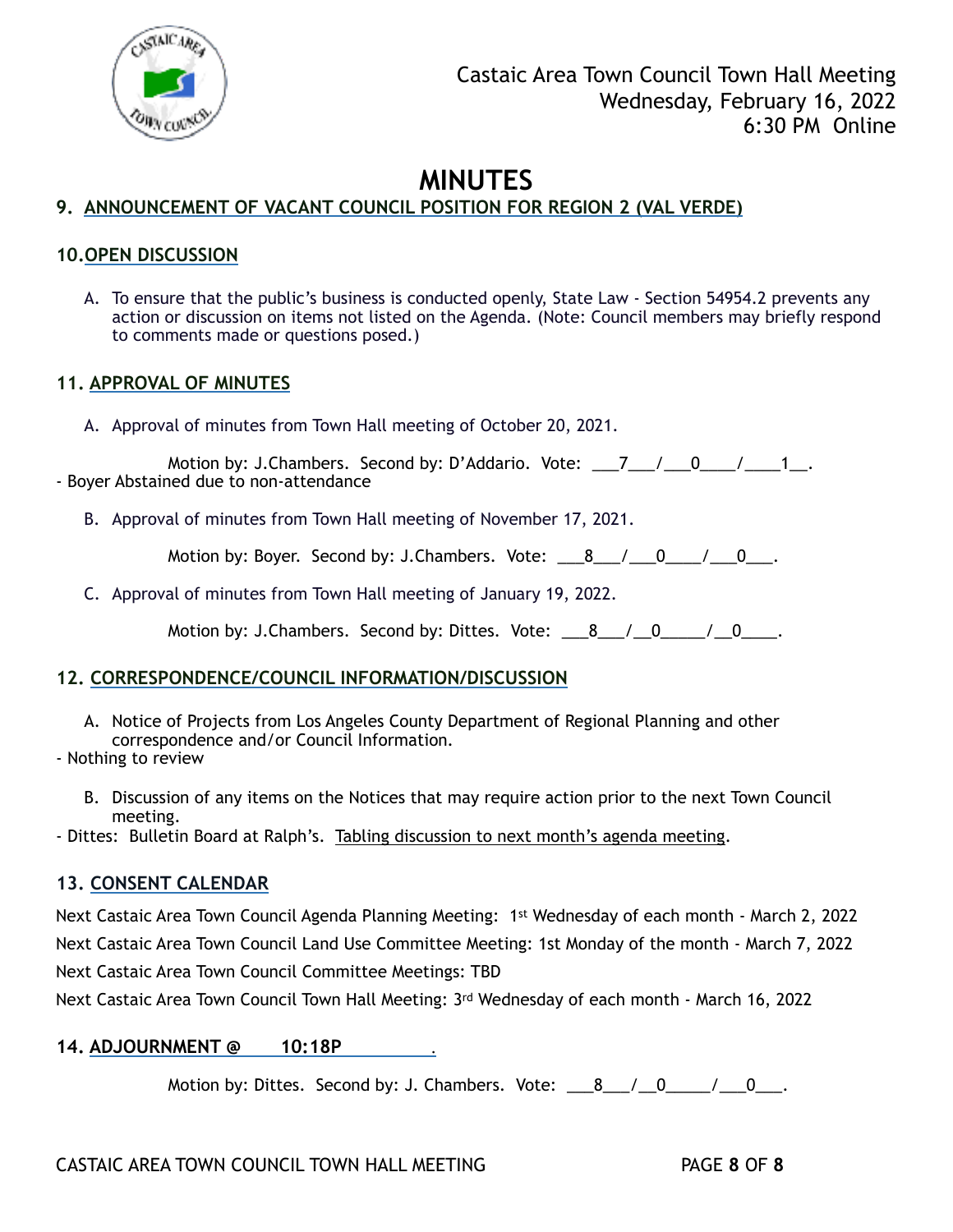Castaic Area Town Council Town Hall Meeting
Wednesday, February 16, 2022
6:30 PM Online

# MINUTES

## 9. ANNOUNCEMENT OF VACANT COUNCIL POSITION FOR REGION 2 (VAL VERDE)

## 10. OPEN DISCUSSION

A. To ensure that the public's business is conducted openly, State Law - Section 54954.2 prevents any action or discussion on items not listed on the Agenda. (Note: Council members may briefly respond to comments made or questions posed.)

## 11. APPROVAL OF MINUTES

A. Approval of minutes from Town Hall meeting of October 20, 2021.

Motion by: J.Chambers. Second by: D'Addario. Vote: ___7___/___0____/____1__.

- Boyer Abstained due to non-attendance

B. Approval of minutes from Town Hall meeting of November 17, 2021.

Motion by: Boyer. Second by: J.Chambers. Vote: ___8___/___0____/___0___.

C. Approval of minutes from Town Hall meeting of January 19, 2022.

Motion by: J.Chambers. Second by: Dittes. Vote: ___8___/__0_____/__0____.

## 12. CORRESPONDENCE/COUNCIL INFORMATION/DISCUSSION

A. Notice of Projects from Los Angeles County Department of Regional Planning and other correspondence and/or Council Information.

- Nothing to review

B. Discussion of any items on the Notices that may require action prior to the next Town Council meeting.

- Dittes: Bulletin Board at Ralph's. Tabling discussion to next month's agenda meeting.

## 13. CONSENT CALENDAR

Next Castaic Area Town Council Agenda Planning Meeting: 1st Wednesday of each month - March 2, 2022

Next Castaic Area Town Council Land Use Committee Meeting: 1st Monday of the month - March 7, 2022

Next Castaic Area Town Council Committee Meetings: TBD

Next Castaic Area Town Council Town Hall Meeting: 3rd Wednesday of each month - March 16, 2022

## 14. ADJOURNMENT @ 10:18P

Motion by: Dittes. Second by: J. Chambers. Vote: ___8___/__0_____/___0___.